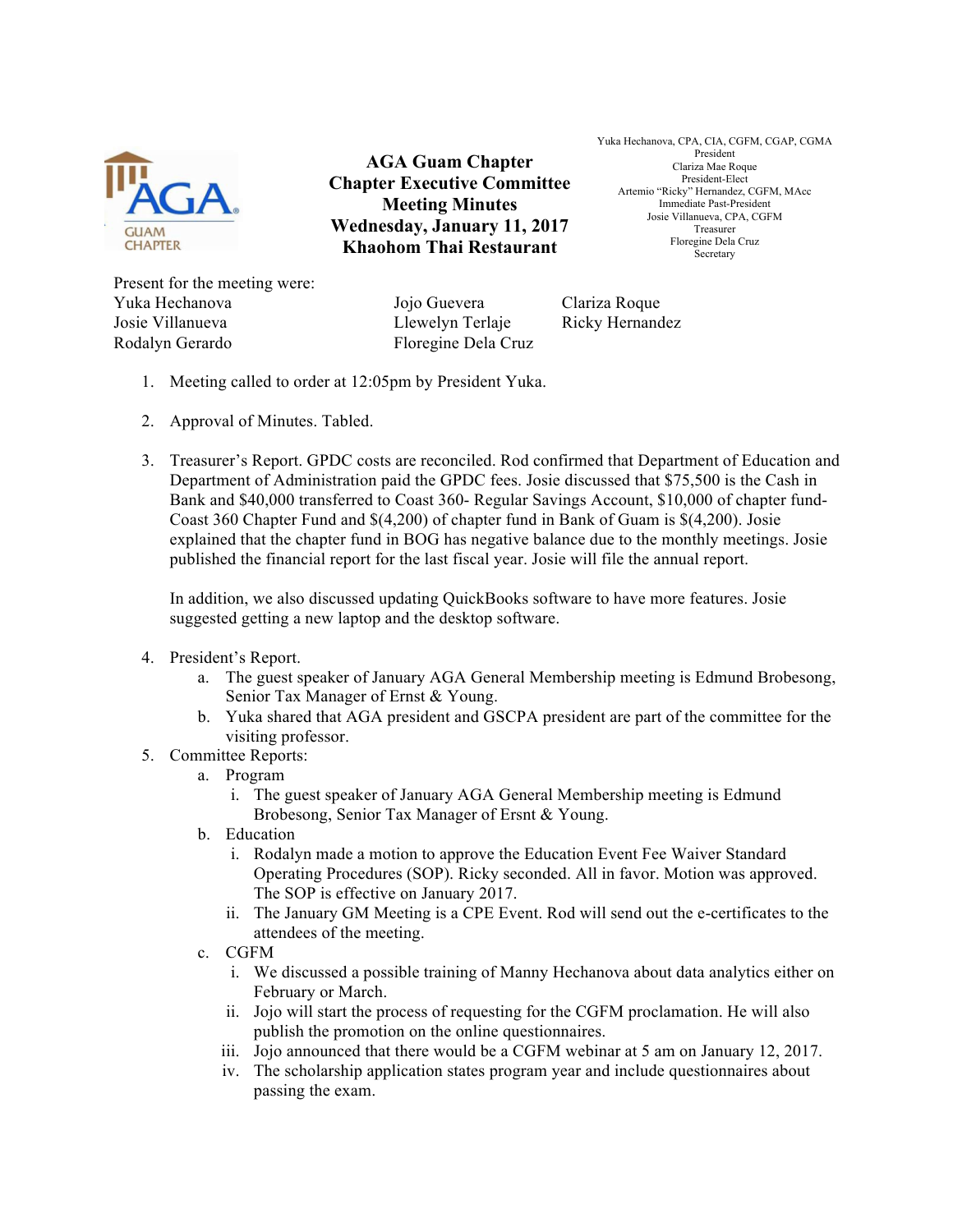# AGA Guam Chapter
## Chapter Executive Committee Meeting Minutes
## Wednesday, January 11, 2017
## Khaohom Thai Restaurant

Yuka Hechanova, CPA, CIA, CGFM, CGAP, CGMA
President
Clariza Mae Roque
President-Elect
Artemio "Ricky" Hernandez, CGFM, MAcc
Immediate Past-President
Josie Villanueva, CPA, CGFM
Treasurer
Floregine Dela Cruz
Secretary

Present for the meeting were:

| | | |
|---|---|---|
| Yuka Hechanova | Jojo Guevera | Clariza Roque |
| Josie Villanueva | Llewelyn Terlaje | Ricky Hernandez |
| Rodalyn Gerardo | Floregine Dela Cruz | |

1. Meeting called to order at 12:05pm by President Yuka.

2. Approval of Minutes. Tabled.

3. Treasurer's Report. GPDC costs are reconciled. Rod confirmed that Department of Education and Department of Administration paid the GPDC fees. Josie discussed that $75,500 is the Cash in Bank and $40,000 transferred to Coast 360- Regular Savings Account, $10,000 of chapter fund- Coast 360 Chapter Fund and $(4,200) of chapter fund in Bank of Guam is $(4,200). Josie explained that the chapter fund in BOG has negative balance due to the monthly meetings. Josie published the financial report for the last fiscal year. Josie will file the annual report.

   In addition, we also discussed updating QuickBooks software to have more features. Josie suggested getting a new laptop and the desktop software.

4. President's Report.
   a. The guest speaker of January AGA General Membership meeting is Edmund Brobesong, Senior Tax Manager of Ernst & Young.
   b. Yuka shared that AGA president and GSCPA president are part of the committee for the visiting professor.

5. Committee Reports:
   a. Program
      i. The guest speaker of January AGA General Membership meeting is Edmund Brobesong, Senior Tax Manager of Ersnt & Young.
   b. Education
      i. Rodalyn made a motion to approve the Education Event Fee Waiver Standard Operating Procedures (SOP). Ricky seconded. All in favor. Motion was approved. The SOP is effective on January 2017.
      ii. The January GM Meeting is a CPE Event. Rod will send out the e-certificates to the attendees of the meeting.
   c. CGFM
      i. We discussed a possible training of Manny Hechanova about data analytics either on February or March.
      ii. Jojo will start the process of requesting for the CGFM proclamation. He will also publish the promotion on the online questionnaires.
      iii. Jojo announced that there would be a CGFM webinar at 5 am on January 12, 2017.
      iv. The scholarship application states program year and include questionnaires about passing the exam.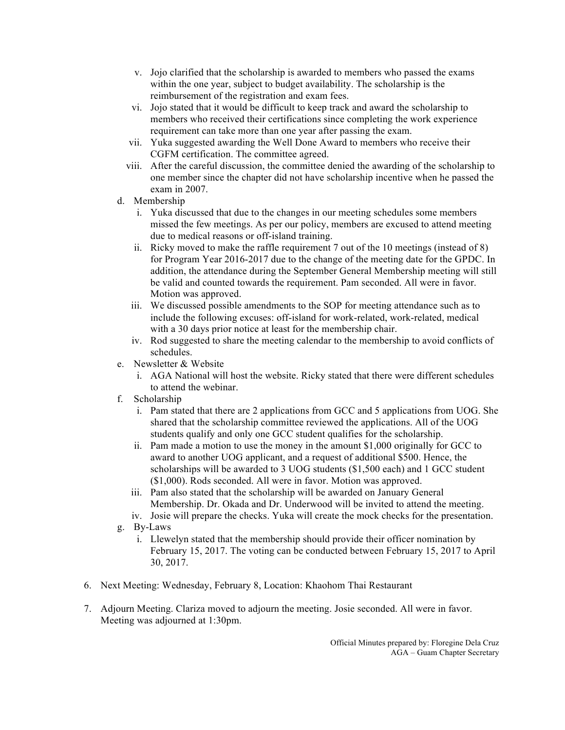v. Jojo clarified that the scholarship is awarded to members who passed the exams within the one year, subject to budget availability. The scholarship is the reimbursement of the registration and exam fees.
   vi. Jojo stated that it would be difficult to keep track and award the scholarship to members who received their certifications since completing the work experience requirement can take more than one year after passing the exam.
   vii. Yuka suggested awarding the Well Done Award to members who receive their CGFM certification. The committee agreed.
   viii. After the careful discussion, the committee denied the awarding of the scholarship to one member since the chapter did not have scholarship incentive when he passed the exam in 2007.

d. Membership
   i. Yuka discussed that due to the changes in our meeting schedules some members missed the few meetings. As per our policy, members are excused to attend meeting due to medical reasons or off-island training.
   ii. Ricky moved to make the raffle requirement 7 out of the 10 meetings (instead of 8) for Program Year 2016-2017 due to the change of the meeting date for the GPDC. In addition, the attendance during the September General Membership meeting will still be valid and counted towards the requirement. Pam seconded. All were in favor. Motion was approved.
   iii. We discussed possible amendments to the SOP for meeting attendance such as to include the following excuses: off-island for work-related, work-related, medical with a 30 days prior notice at least for the membership chair.
   iv. Rod suggested to share the meeting calendar to the membership to avoid conflicts of schedules.

e. Newsletter & Website
   i. AGA National will host the website. Ricky stated that there were different schedules to attend the webinar.

f. Scholarship
   i. Pam stated that there are 2 applications from GCC and 5 applications from UOG. She shared that the scholarship committee reviewed the applications. All of the UOG students qualify and only one GCC student qualifies for the scholarship.
   ii. Pam made a motion to use the money in the amount $1,000 originally for GCC to award to another UOG applicant, and a request of additional $500. Hence, the scholarships will be awarded to 3 UOG students ($1,500 each) and 1 GCC student ($1,000). Rods seconded. All were in favor. Motion was approved.
   iii. Pam also stated that the scholarship will be awarded on January General Membership. Dr. Okada and Dr. Underwood will be invited to attend the meeting.
   iv. Josie will prepare the checks. Yuka will create the mock checks for the presentation.

g. By-Laws
   i. Llewelyn stated that the membership should provide their officer nomination by February 15, 2017. The voting can be conducted between February 15, 2017 to April 30, 2017.

6. Next Meeting: Wednesday, February 8, Location: Khaohom Thai Restaurant

7. Adjourn Meeting. Clariza moved to adjourn the meeting. Josie seconded. All were in favor. Meeting was adjourned at 1:30pm.

Official Minutes prepared by: Floregine Dela Cruz
AGA – Guam Chapter Secretary